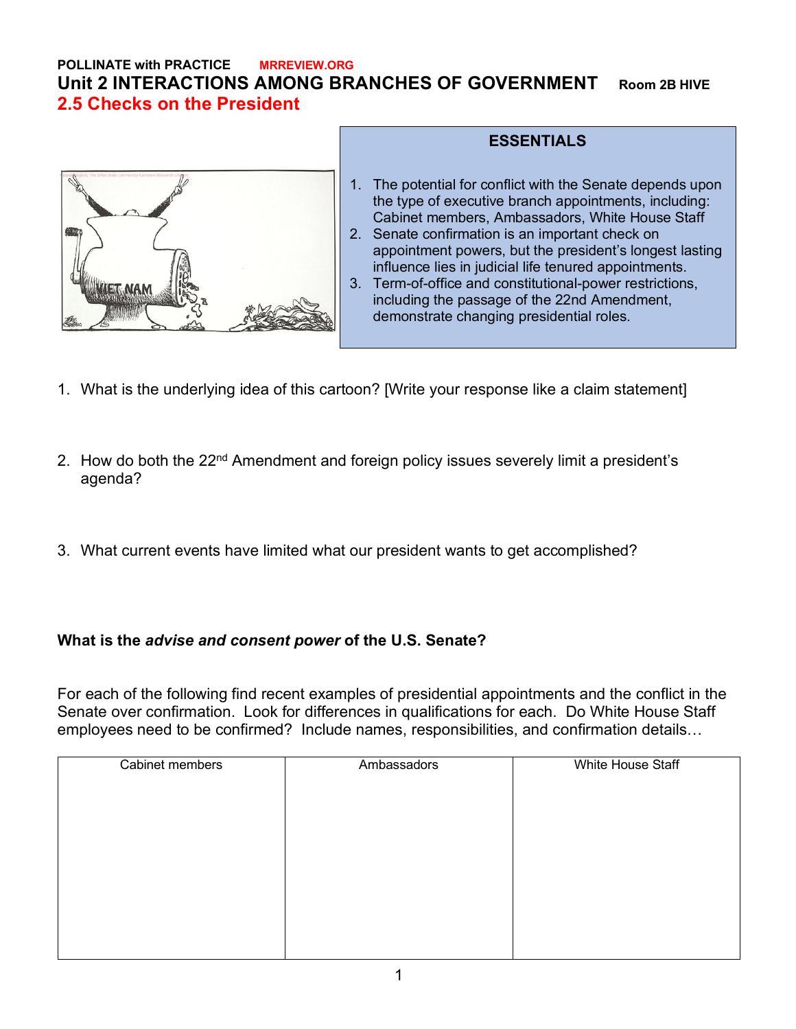**POLLINATE with PRACTICE** MRREVIEW.ORG

# Unit 2 INTERACTIONS AMONG BRANCHES OF GOVERNMENT Room 2B HIVE

## 2.5 Checks on the President

**ESSENTIALS**

1. The potential for conflict with the Senate depends upon the type of executive branch appointments, including: Cabinet members, Ambassadors, White House Staff
2. Senate confirmation is an important check on appointment powers, but the president's longest lasting influence lies in judicial life tenured appointments.
3. Term-of-office and constitutional-power restrictions, including the passage of the 22nd Amendment, demonstrate changing presidential roles.

1. What is the underlying idea of this cartoon? [Write your response like a claim statement]

2. How do both the 22nd Amendment and foreign policy issues severely limit a president's agenda?

3. What current events have limited what our president wants to get accomplished?

**What is the *advise and consent power* of the U.S. Senate?**

For each of the following find recent examples of presidential appointments and the conflict in the Senate over confirmation. Look for differences in qualifications for each. Do White House Staff employees need to be confirmed? Include names, responsibilities, and confirmation details…

| Cabinet members | Ambassadors | White House Staff |
| --- | --- | --- |
| | | |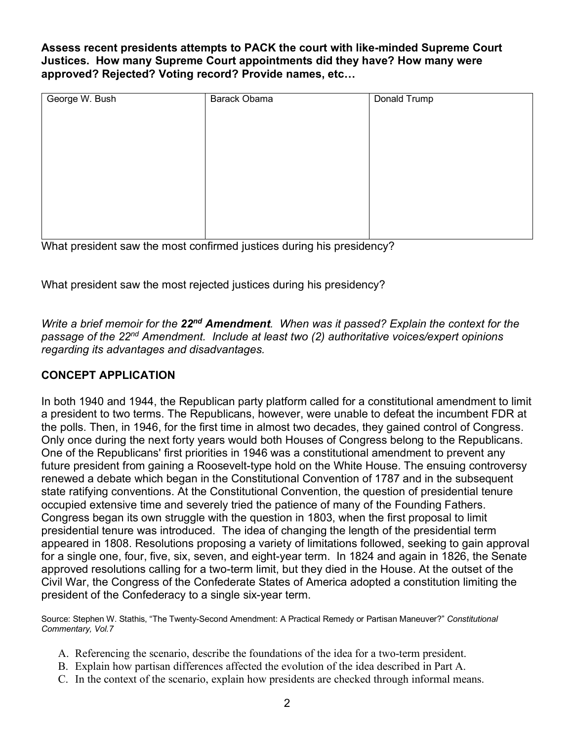**Assess recent presidents attempts to PACK the court with like-minded Supreme Court Justices. How many Supreme Court appointments did they have? How many were approved? Rejected? Voting record? Provide names, etc…**

| George W. Bush | Barack Obama | Donald Trump |
| --- | --- | --- |
| | | |

What president saw the most confirmed justices during his presidency?

What president saw the most rejected justices during his presidency?

*Write a brief memoir for the **22nd Amendment**. When was it passed? Explain the context for the passage of the 22nd Amendment. Include at least two (2) authoritative voices/expert opinions regarding its advantages and disadvantages.*

## CONCEPT APPLICATION

In both 1940 and 1944, the Republican party platform called for a constitutional amendment to limit a president to two terms. The Republicans, however, were unable to defeat the incumbent FDR at the polls. Then, in 1946, for the first time in almost two decades, they gained control of Congress. Only once during the next forty years would both Houses of Congress belong to the Republicans. One of the Republicans' first priorities in 1946 was a constitutional amendment to prevent any future president from gaining a Roosevelt-type hold on the White House. The ensuing controversy renewed a debate which began in the Constitutional Convention of 1787 and in the subsequent state ratifying conventions. At the Constitutional Convention, the question of presidential tenure occupied extensive time and severely tried the patience of many of the Founding Fathers. Congress began its own struggle with the question in 1803, when the first proposal to limit presidential tenure was introduced. The idea of changing the length of the presidential term appeared in 1808. Resolutions proposing a variety of limitations followed, seeking to gain approval for a single one, four, five, six, seven, and eight-year term. In 1824 and again in 1826, the Senate approved resolutions calling for a two-term limit, but they died in the House. At the outset of the Civil War, the Congress of the Confederate States of America adopted a constitution limiting the president of the Confederacy to a single six-year term.

Source: Stephen W. Stathis, "The Twenty-Second Amendment: A Practical Remedy or Partisan Maneuver?" *Constitutional Commentary, Vol.7*

A. Referencing the scenario, describe the foundations of the idea for a two-term president.
B. Explain how partisan differences affected the evolution of the idea described in Part A.
C. In the context of the scenario, explain how presidents are checked through informal means.